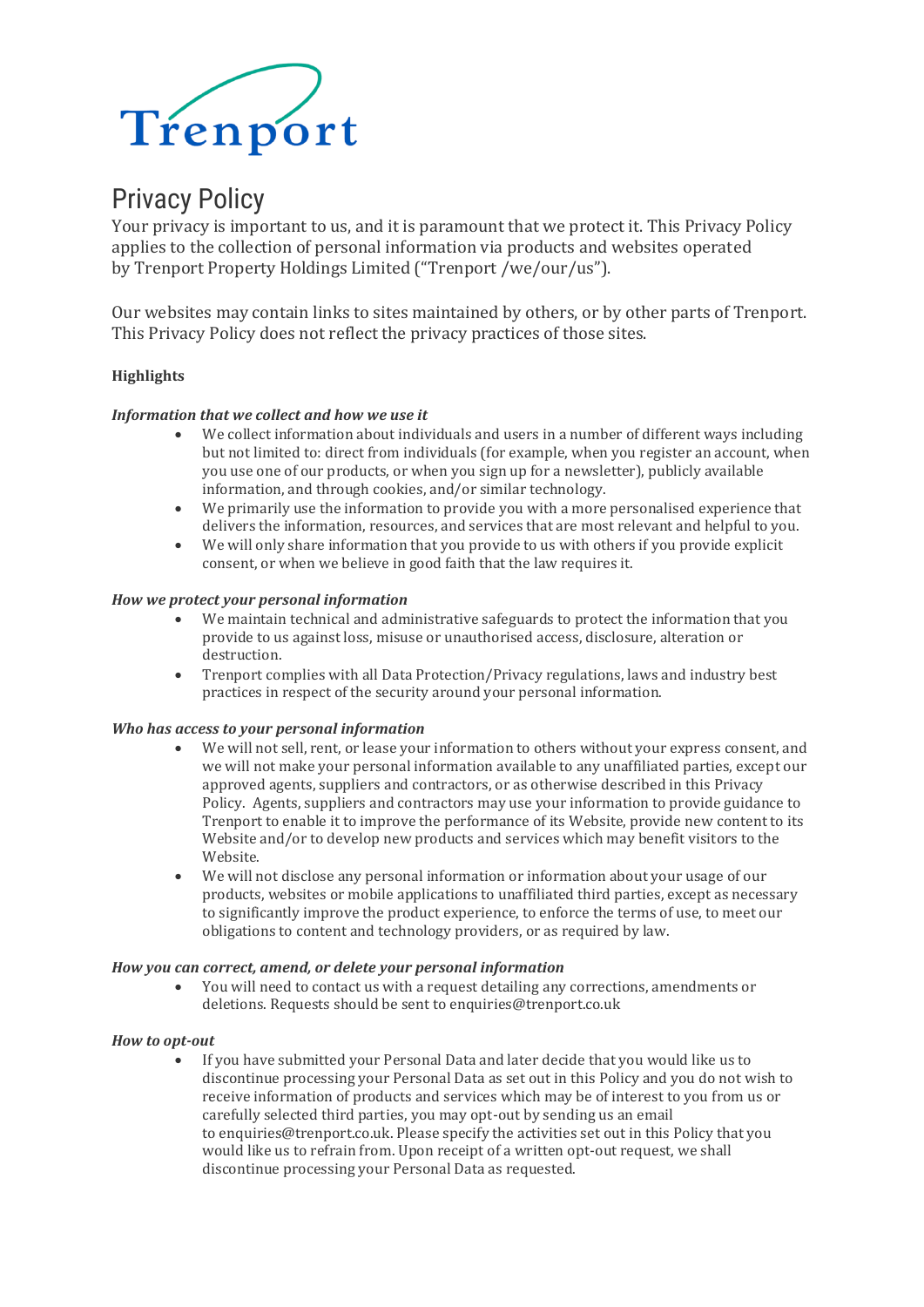Trenport

# Privacy Policy

Your privacy is important to us, and it is paramount that we protect it. This Privacy Policy applies to the collection of personal information via products and websites operated by Trenport Property Holdings Limited ("Trenport /we/our/us").

Our websites may contain links to sites maintained by others, or by other parts of Trenport. This Privacy Policy does not reflect the privacy practices of those sites.

**Highlights**

***Information that we collect and how we use it***

- We collect information about individuals and users in a number of different ways including but not limited to: direct from individuals (for example, when you register an account, when you use one of our products, or when you sign up for a newsletter), publicly available information, and through cookies, and/or similar technology.
- We primarily use the information to provide you with a more personalised experience that delivers the information, resources, and services that are most relevant and helpful to you.
- We will only share information that you provide to us with others if you provide explicit consent, or when we believe in good faith that the law requires it.

***How we protect your personal information***

- We maintain technical and administrative safeguards to protect the information that you provide to us against loss, misuse or unauthorised access, disclosure, alteration or destruction.
- Trenport complies with all Data Protection/Privacy regulations, laws and industry best practices in respect of the security around your personal information.

***Who has access to your personal information***

- We will not sell, rent, or lease your information to others without your express consent, and we will not make your personal information available to any unaffiliated parties, except our approved agents, suppliers and contractors, or as otherwise described in this Privacy Policy. Agents, suppliers and contractors may use your information to provide guidance to Trenport to enable it to improve the performance of its Website, provide new content to its Website and/or to develop new products and services which may benefit visitors to the Website.
- We will not disclose any personal information or information about your usage of our products, websites or mobile applications to unaffiliated third parties, except as necessary to significantly improve the product experience, to enforce the terms of use, to meet our obligations to content and technology providers, or as required by law.

***How you can correct, amend, or delete your personal information***

- You will need to contact us with a request detailing any corrections, amendments or deletions. Requests should be sent to enquiries@trenport.co.uk

***How to opt-out***

- If you have submitted your Personal Data and later decide that you would like us to discontinue processing your Personal Data as set out in this Policy and you do not wish to receive information of products and services which may be of interest to you from us or carefully selected third parties, you may opt-out by sending us an email to enquiries@trenport.co.uk. Please specify the activities set out in this Policy that you would like us to refrain from. Upon receipt of a written opt-out request, we shall discontinue processing your Personal Data as requested.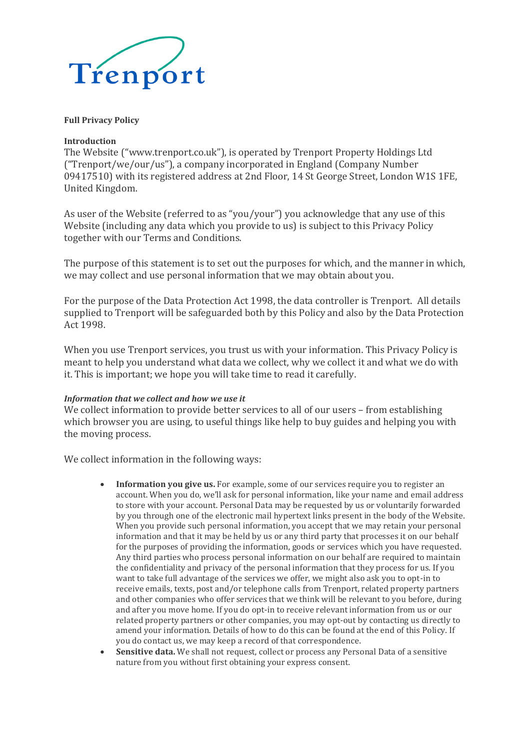Trenport

**Full Privacy Policy**

**Introduction**

The Website ("www.trenport.co.uk"), is operated by Trenport Property Holdings Ltd ("Trenport/we/our/us"), a company incorporated in England (Company Number 09417510) with its registered address at 2nd Floor, 14 St George Street, London W1S 1FE, United Kingdom.

As user of the Website (referred to as "you/your") you acknowledge that any use of this Website (including any data which you provide to us) is subject to this Privacy Policy together with our Terms and Conditions.

The purpose of this statement is to set out the purposes for which, and the manner in which, we may collect and use personal information that we may obtain about you.

For the purpose of the Data Protection Act 1998, the data controller is Trenport. All details supplied to Trenport will be safeguarded both by this Policy and also by the Data Protection Act 1998.

When you use Trenport services, you trust us with your information. This Privacy Policy is meant to help you understand what data we collect, why we collect it and what we do with it. This is important; we hope you will take time to read it carefully.

***Information that we collect and how we use it***

We collect information to provide better services to all of our users – from establishing which browser you are using, to useful things like help to buy guides and helping you with the moving process.

We collect information in the following ways:

- **Information you give us.** For example, some of our services require you to register an account. When you do, we'll ask for personal information, like your name and email address to store with your account. Personal Data may be requested by us or voluntarily forwarded by you through one of the electronic mail hypertext links present in the body of the Website. When you provide such personal information, you accept that we may retain your personal information and that it may be held by us or any third party that processes it on our behalf for the purposes of providing the information, goods or services which you have requested. Any third parties who process personal information on our behalf are required to maintain the confidentiality and privacy of the personal information that they process for us. If you want to take full advantage of the services we offer, we might also ask you to opt-in to receive emails, texts, post and/or telephone calls from Trenport, related property partners and other companies who offer services that we think will be relevant to you before, during and after you move home. If you do opt-in to receive relevant information from us or our related property partners or other companies, you may opt-out by contacting us directly to amend your information. Details of how to do this can be found at the end of this Policy. If you do contact us, we may keep a record of that correspondence.
- **Sensitive data.** We shall not request, collect or process any Personal Data of a sensitive nature from you without first obtaining your express consent.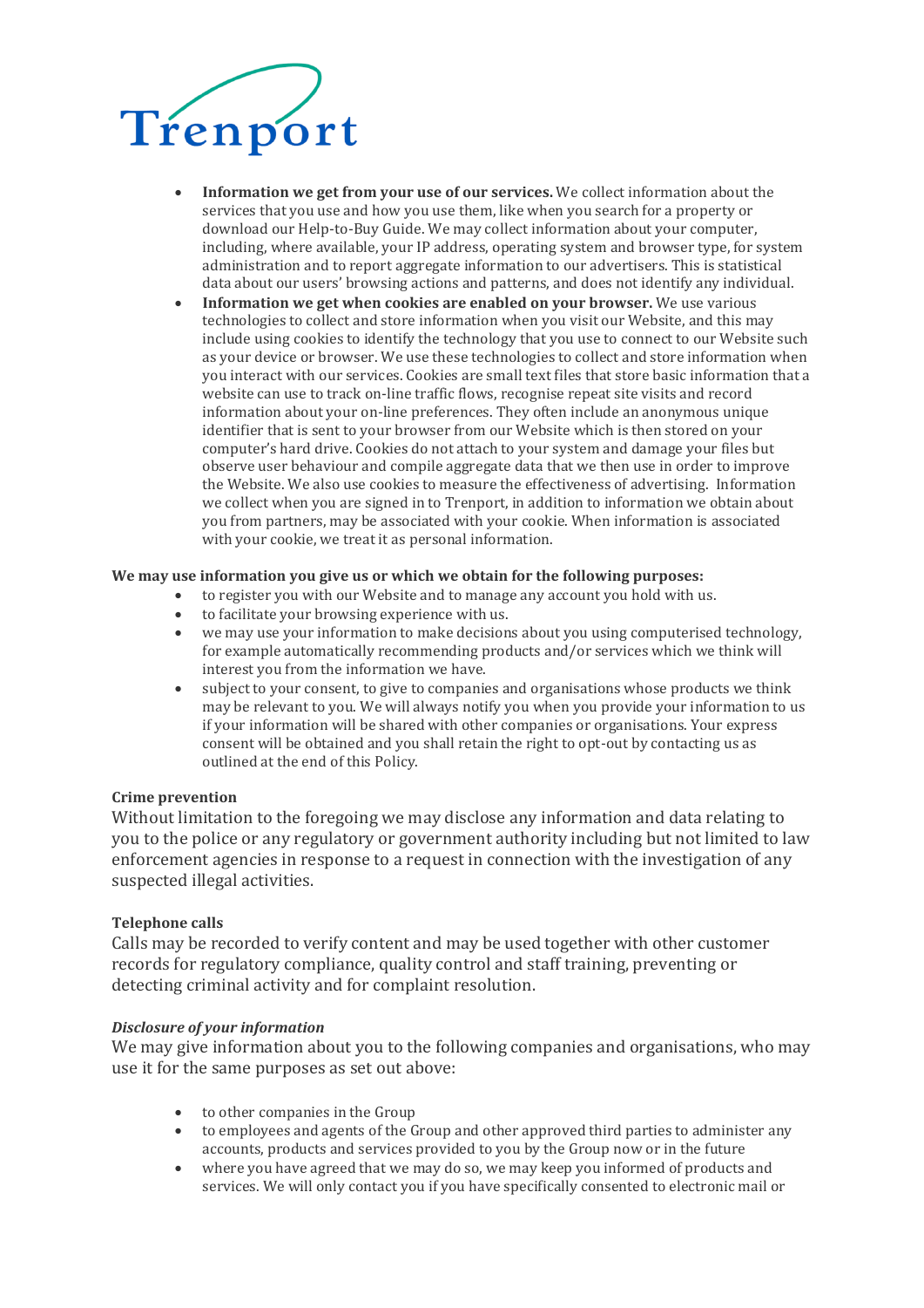- **Information we get from your use of our services.** We collect information about the services that you use and how you use them, like when you search for a property or download our Help-to-Buy Guide. We may collect information about your computer, including, where available, your IP address, operating system and browser type, for system administration and to report aggregate information to our advertisers. This is statistical data about our users' browsing actions and patterns, and does not identify any individual.
- **Information we get when cookies are enabled on your browser.** We use various technologies to collect and store information when you visit our Website, and this may include using cookies to identify the technology that you use to connect to our Website such as your device or browser. We use these technologies to collect and store information when you interact with our services. Cookies are small text files that store basic information that a website can use to track on-line traffic flows, recognise repeat site visits and record information about your on-line preferences. They often include an anonymous unique identifier that is sent to your browser from our Website which is then stored on your computer's hard drive. Cookies do not attach to your system and damage your files but observe user behaviour and compile aggregate data that we then use in order to improve the Website. We also use cookies to measure the effectiveness of advertising. Information we collect when you are signed in to Trenport, in addition to information we obtain about you from partners, may be associated with your cookie. When information is associated with your cookie, we treat it as personal information.

**We may use information you give us or which we obtain for the following purposes:**

- to register you with our Website and to manage any account you hold with us.
- to facilitate your browsing experience with us.
- we may use your information to make decisions about you using computerised technology, for example automatically recommending products and/or services which we think will interest you from the information we have.
- subject to your consent, to give to companies and organisations whose products we think may be relevant to you. We will always notify you when you provide your information to us if your information will be shared with other companies or organisations. Your express consent will be obtained and you shall retain the right to opt-out by contacting us as outlined at the end of this Policy.

**Crime prevention**

Without limitation to the foregoing we may disclose any information and data relating to you to the police or any regulatory or government authority including but not limited to law enforcement agencies in response to a request in connection with the investigation of any suspected illegal activities.

**Telephone calls**

Calls may be recorded to verify content and may be used together with other customer records for regulatory compliance, quality control and staff training, preventing or detecting criminal activity and for complaint resolution.

***Disclosure of your information***

We may give information about you to the following companies and organisations, who may use it for the same purposes as set out above:

- to other companies in the Group
- to employees and agents of the Group and other approved third parties to administer any accounts, products and services provided to you by the Group now or in the future
- where you have agreed that we may do so, we may keep you informed of products and services. We will only contact you if you have specifically consented to electronic mail or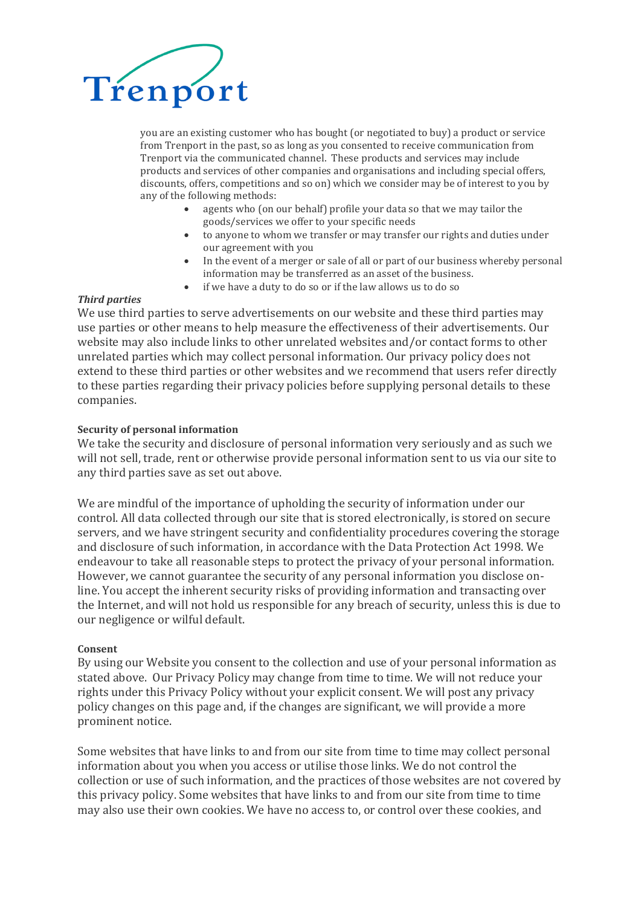you are an existing customer who has bought (or negotiated to buy) a product or service from Trenport in the past, so as long as you consented to receive communication from Trenport via the communicated channel. These products and services may include products and services of other companies and organisations and including special offers, discounts, offers, competitions and so on) which we consider may be of interest to you by any of the following methods:

- agents who (on our behalf) profile your data so that we may tailor the goods/services we offer to your specific needs
- to anyone to whom we transfer or may transfer our rights and duties under our agreement with you
- In the event of a merger or sale of all or part of our business whereby personal information may be transferred as an asset of the business.
- if we have a duty to do so or if the law allows us to do so

***Third parties***

We use third parties to serve advertisements on our website and these third parties may use parties or other means to help measure the effectiveness of their advertisements. Our website may also include links to other unrelated websites and/or contact forms to other unrelated parties which may collect personal information. Our privacy policy does not extend to these third parties or other websites and we recommend that users refer directly to these parties regarding their privacy policies before supplying personal details to these companies.

**Security of personal information**

We take the security and disclosure of personal information very seriously and as such we will not sell, trade, rent or otherwise provide personal information sent to us via our site to any third parties save as set out above.

We are mindful of the importance of upholding the security of information under our control. All data collected through our site that is stored electronically, is stored on secure servers, and we have stringent security and confidentiality procedures covering the storage and disclosure of such information, in accordance with the Data Protection Act 1998. We endeavour to take all reasonable steps to protect the privacy of your personal information. However, we cannot guarantee the security of any personal information you disclose on-line. You accept the inherent security risks of providing information and transacting over the Internet, and will not hold us responsible for any breach of security, unless this is due to our negligence or wilful default.

**Consent**

By using our Website you consent to the collection and use of your personal information as stated above. Our Privacy Policy may change from time to time. We will not reduce your rights under this Privacy Policy without your explicit consent. We will post any privacy policy changes on this page and, if the changes are significant, we will provide a more prominent notice.

Some websites that have links to and from our site from time to time may collect personal information about you when you access or utilise those links. We do not control the collection or use of such information, and the practices of those websites are not covered by this privacy policy. Some websites that have links to and from our site from time to time may also use their own cookies. We have no access to, or control over these cookies, and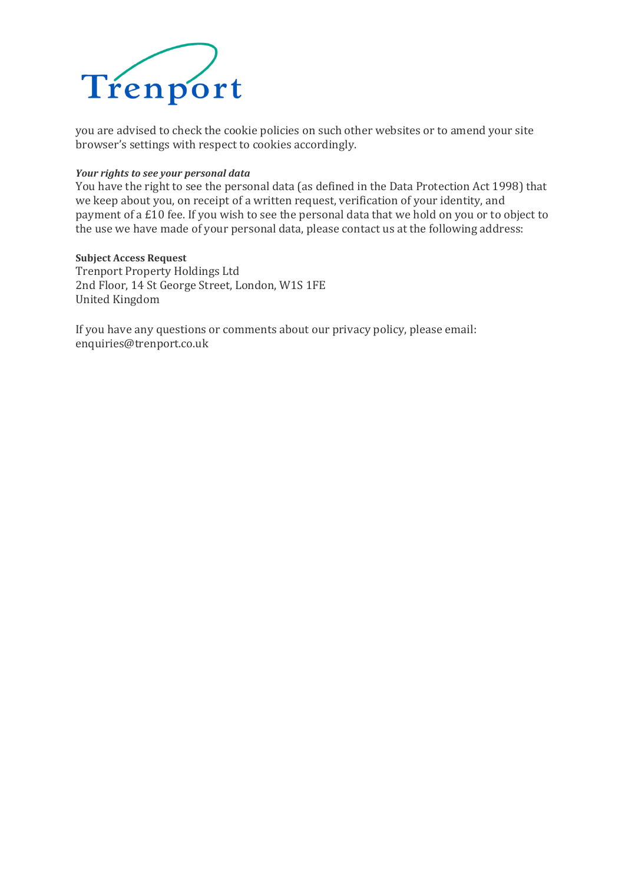you are advised to check the cookie policies on such other websites or to amend your site browser's settings with respect to cookies accordingly.

***Your rights to see your personal data***

You have the right to see the personal data (as defined in the Data Protection Act 1998) that we keep about you, on receipt of a written request, verification of your identity, and payment of a £10 fee. If you wish to see the personal data that we hold on you or to object to the use we have made of your personal data, please contact us at the following address:

**Subject Access Request**
Trenport Property Holdings Ltd
2nd Floor, 14 St George Street, London, W1S 1FE
United Kingdom

If you have any questions or comments about our privacy policy, please email: enquiries@trenport.co.uk